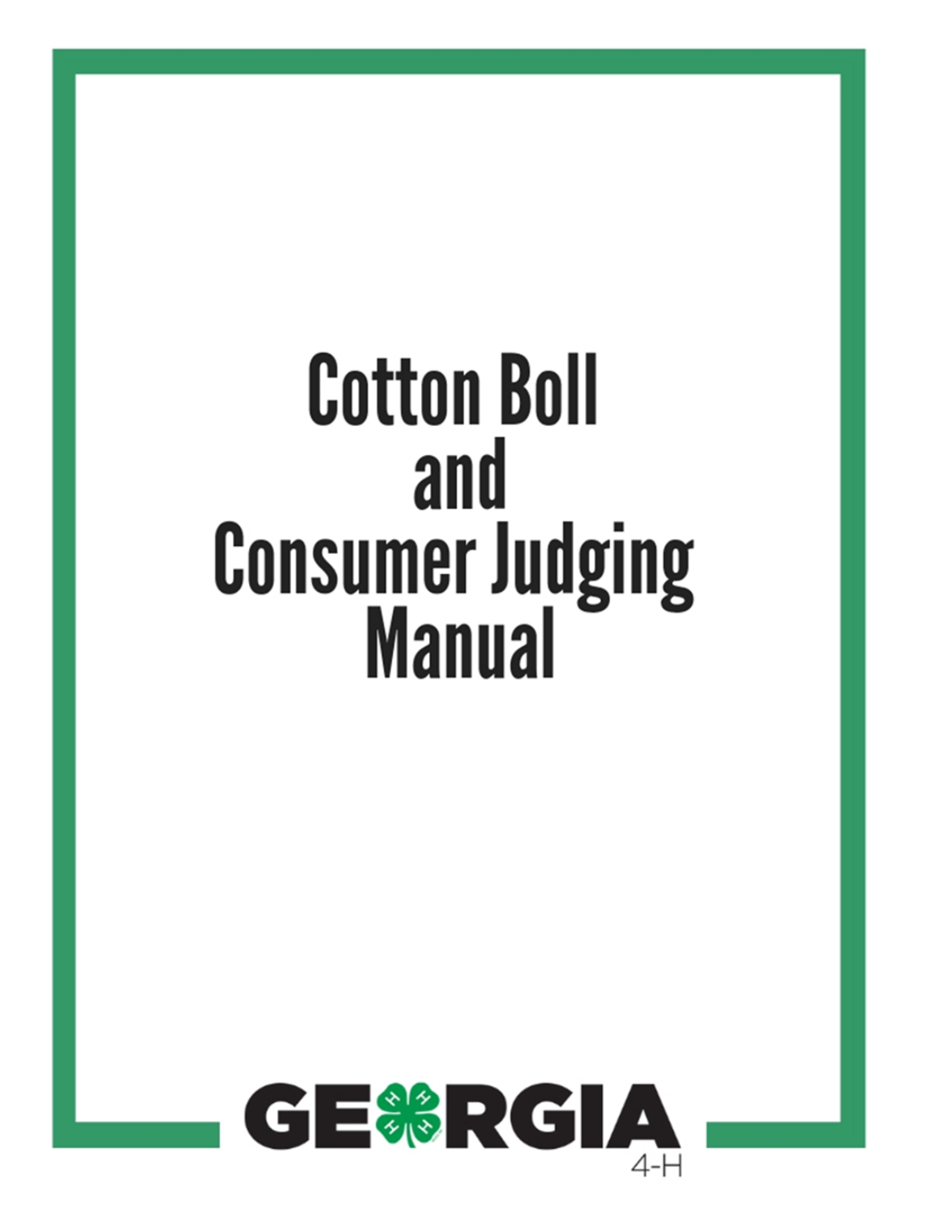# Cotton Boll and Consumer Judging Manual

GEORGIA 4-H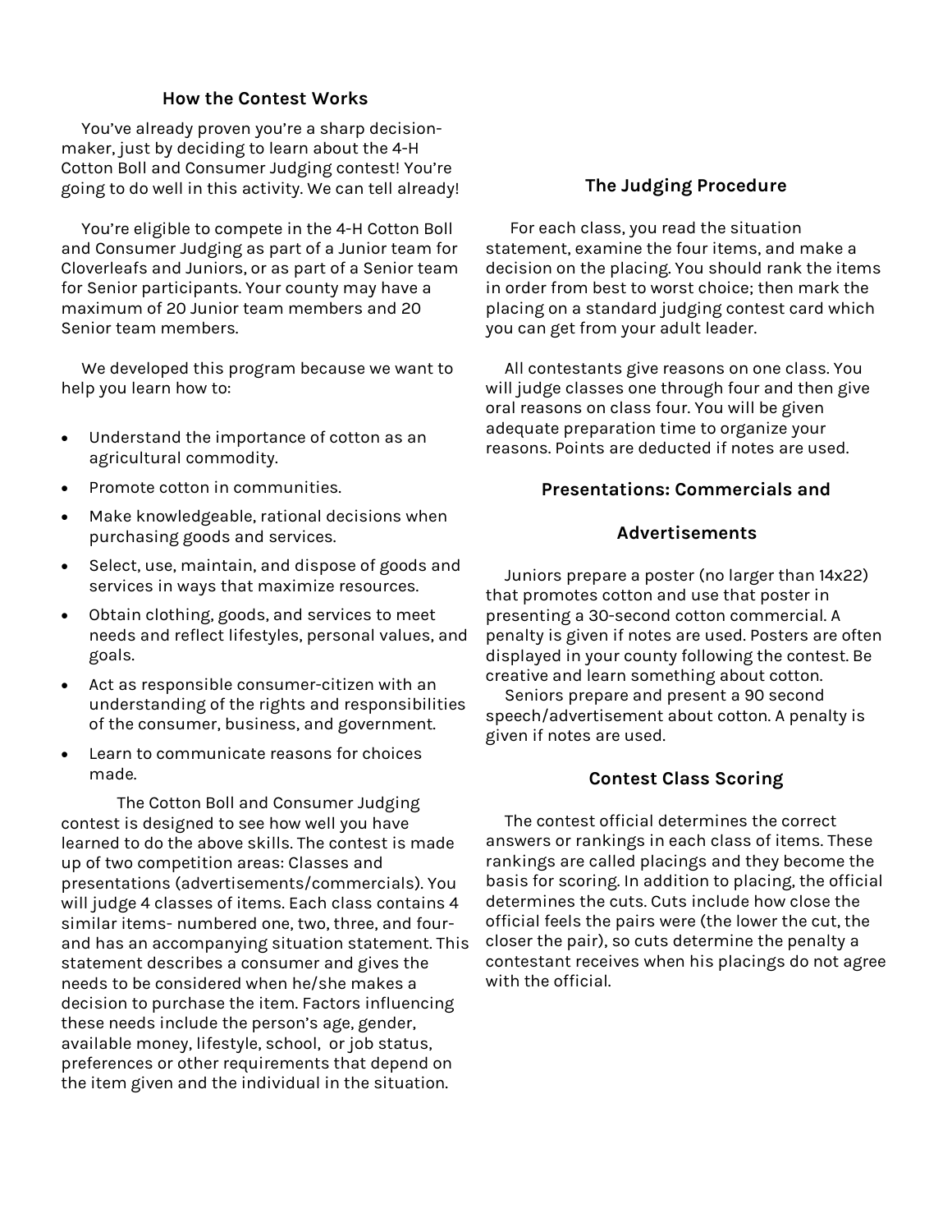## How the Contest Works

You've already proven you're a sharp decision-maker, just by deciding to learn about the 4-H Cotton Boll and Consumer Judging contest! You're going to do well in this activity. We can tell already!

You're eligible to compete in the 4-H Cotton Boll and Consumer Judging as part of a Junior team for Cloverleafs and Juniors, or as part of a Senior team for Senior participants. Your county may have a maximum of 20 Junior team members and 20 Senior team members.

We developed this program because we want to help you learn how to:

- Understand the importance of cotton as an agricultural commodity.
- Promote cotton in communities.
- Make knowledgeable, rational decisions when purchasing goods and services.
- Select, use, maintain, and dispose of goods and services in ways that maximize resources.
- Obtain clothing, goods, and services to meet needs and reflect lifestyles, personal values, and goals.
- Act as responsible consumer-citizen with an understanding of the rights and responsibilities of the consumer, business, and government.
- Learn to communicate reasons for choices made.

The Cotton Boll and Consumer Judging contest is designed to see how well you have learned to do the above skills. The contest is made up of two competition areas: Classes and presentations (advertisements/commercials). You will judge 4 classes of items. Each class contains 4 similar items- numbered one, two, three, and four- and has an accompanying situation statement. This statement describes a consumer and gives the needs to be considered when he/she makes a decision to purchase the item. Factors influencing these needs include the person's age, gender, available money, lifestyle, school, or job status, preferences or other requirements that depend on the item given and the individual in the situation.

## The Judging Procedure

For each class, you read the situation statement, examine the four items, and make a decision on the placing. You should rank the items in order from best to worst choice; then mark the placing on a standard judging contest card which you can get from your adult leader.

All contestants give reasons on one class. You will judge classes one through four and then give oral reasons on class four. You will be given adequate preparation time to organize your reasons. Points are deducted if notes are used.

## Presentations: Commercials and Advertisements

Juniors prepare a poster (no larger than 14x22) that promotes cotton and use that poster in presenting a 30-second cotton commercial. A penalty is given if notes are used. Posters are often displayed in your county following the contest. Be creative and learn something about cotton.

Seniors prepare and present a 90 second speech/advertisement about cotton. A penalty is given if notes are used.

## Contest Class Scoring

The contest official determines the correct answers or rankings in each class of items. These rankings are called placings and they become the basis for scoring. In addition to placing, the official determines the cuts. Cuts include how close the official feels the pairs were (the lower the cut, the closer the pair), so cuts determine the penalty a contestant receives when his placings do not agree with the official.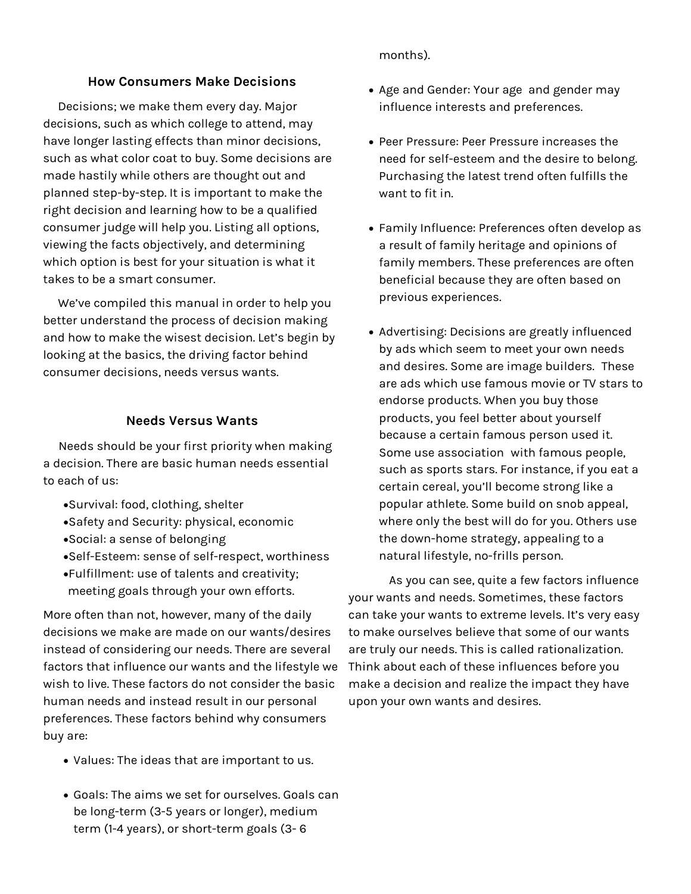## How Consumers Make Decisions

Decisions; we make them every day. Major decisions, such as which college to attend, may have longer lasting effects than minor decisions, such as what color coat to buy. Some decisions are made hastily while others are thought out and planned step-by-step. It is important to make the right decision and learning how to be a qualified consumer judge will help you. Listing all options, viewing the facts objectively, and determining which option is best for your situation is what it takes to be a smart consumer.

We've compiled this manual in order to help you better understand the process of decision making and how to make the wisest decision. Let's begin by looking at the basics, the driving factor behind consumer decisions, needs versus wants.

## Needs Versus Wants

Needs should be your first priority when making a decision. There are basic human needs essential to each of us:

- Survival: food, clothing, shelter
- Safety and Security: physical, economic
- Social: a sense of belonging
- Self-Esteem: sense of self-respect, worthiness
- Fulfillment: use of talents and creativity; meeting goals through your own efforts.

More often than not, however, many of the daily decisions we make are made on our wants/desires instead of considering our needs. There are several factors that influence our wants and the lifestyle we wish to live. These factors do not consider the basic human needs and instead result in our personal preferences. These factors behind why consumers buy are:

- Values: The ideas that are important to us.
- Goals: The aims we set for ourselves. Goals can be long-term (3-5 years or longer), medium term (1-4 years), or short-term goals (3- 6 months).
- Age and Gender: Your age and gender may influence interests and preferences.
- Peer Pressure: Peer Pressure increases the need for self-esteem and the desire to belong. Purchasing the latest trend often fulfills the want to fit in.
- Family Influence: Preferences often develop as a result of family heritage and opinions of family members. These preferences are often beneficial because they are often based on previous experiences.
- Advertising: Decisions are greatly influenced by ads which seem to meet your own needs and desires. Some are image builders. These are ads which use famous movie or TV stars to endorse products. When you buy those products, you feel better about yourself because a certain famous person used it. Some use association with famous people, such as sports stars. For instance, if you eat a certain cereal, you'll become strong like a popular athlete. Some build on snob appeal, where only the best will do for you. Others use the down-home strategy, appealing to a natural lifestyle, no-frills person.

As you can see, quite a few factors influence your wants and needs. Sometimes, these factors can take your wants to extreme levels. It's very easy to make ourselves believe that some of our wants are truly our needs. This is called rationalization. Think about each of these influences before you make a decision and realize the impact they have upon your own wants and desires.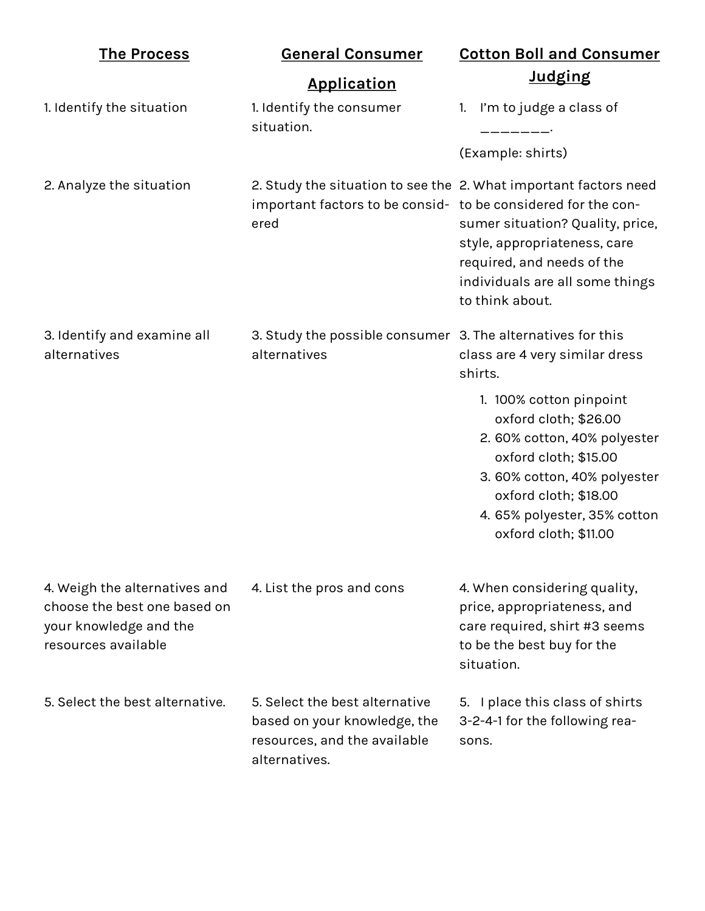| The Process | General Consumer Application | Cotton Boll and Consumer Judging |
| --- | --- | --- |
| 1. Identify the situation | 1. Identify the consumer situation. | 1. I'm to judge a class of _______. (Example: shirts) |
| 2. Analyze the situation | 2. Study the situation to see the important factors to be considered | 2. What important factors need to be considered for the consumer situation? Quality, price, style, appropriateness, care required, and needs of the individuals are all some things to think about. |
| 3. Identify and examine all alternatives | 3. Study the possible consumer alternatives | 3. The alternatives for this class are 4 very similar dress shirts. 1. 100% cotton pinpoint oxford cloth; $26.00 2. 60% cotton, 40% polyester oxford cloth; $15.00 3. 60% cotton, 40% polyester oxford cloth; $18.00 4. 65% polyester, 35% cotton oxford cloth; $11.00 |
| 4. Weigh the alternatives and choose the best one based on your knowledge and the resources available | 4. List the pros and cons | 4. When considering quality, price, appropriateness, and care required, shirt #3 seems to be the best buy for the situation. |
| 5. Select the best alternative. | 5. Select the best alternative based on your knowledge, the resources, and the available alternatives. | 5. I place this class of shirts 3-2-4-1 for the following reasons. |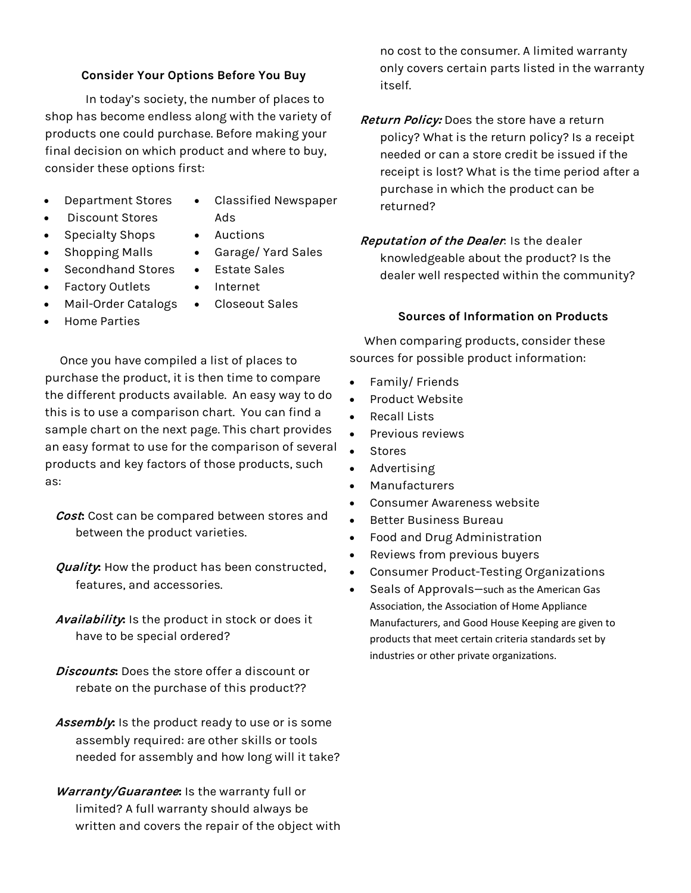### Consider Your Options Before You Buy

In today's society, the number of places to shop has become endless along with the variety of products one could purchase. Before making your final decision on which product and where to buy, consider these options first:

- Department Stores
- Discount Stores
- Specialty Shops
- Shopping Malls
- Secondhand Stores
- Factory Outlets
- Mail-Order Catalogs
- Home Parties
- Classified Newspaper Ads
- Auctions
- Garage/ Yard Sales
- Estate Sales
- Internet
- Closeout Sales

Once you have compiled a list of places to purchase the product, it is then time to compare the different products available. An easy way to do this is to use a comparison chart. You can find a sample chart on the next page. This chart provides an easy format to use for the comparison of several products and key factors of those products, such as:

***Cost*:** Cost can be compared between stores and between the product varieties.

***Quality*:** How the product has been constructed, features, and accessories.

***Availability*:** Is the product in stock or does it have to be special ordered?

***Discounts*:** Does the store offer a discount or rebate on the purchase of this product??

***Assembly*:** Is the product ready to use or is some assembly required: are other skills or tools needed for assembly and how long will it take?

***Warranty/Guarantee*:** Is the warranty full or limited? A full warranty should always be written and covers the repair of the object with no cost to the consumer. A limited warranty only covers certain parts listed in the warranty itself.

***Return Policy:*** Does the store have a return policy? What is the return policy? Is a receipt needed or can a store credit be issued if the receipt is lost? What is the time period after a purchase in which the product can be returned?

***Reputation of the Dealer***: Is the dealer knowledgeable about the product? Is the dealer well respected within the community?

### Sources of Information on Products

When comparing products, consider these sources for possible product information:

- Family/ Friends
- Product Website
- Recall Lists
- Previous reviews
- Stores
- Advertising
- Manufacturers
- Consumer Awareness website
- Better Business Bureau
- Food and Drug Administration
- Reviews from previous buyers
- Consumer Product-Testing Organizations
- Seals of Approvals—such as the American Gas Association, the Association of Home Appliance Manufacturers, and Good House Keeping are given to products that meet certain criteria standards set by industries or other private organizations.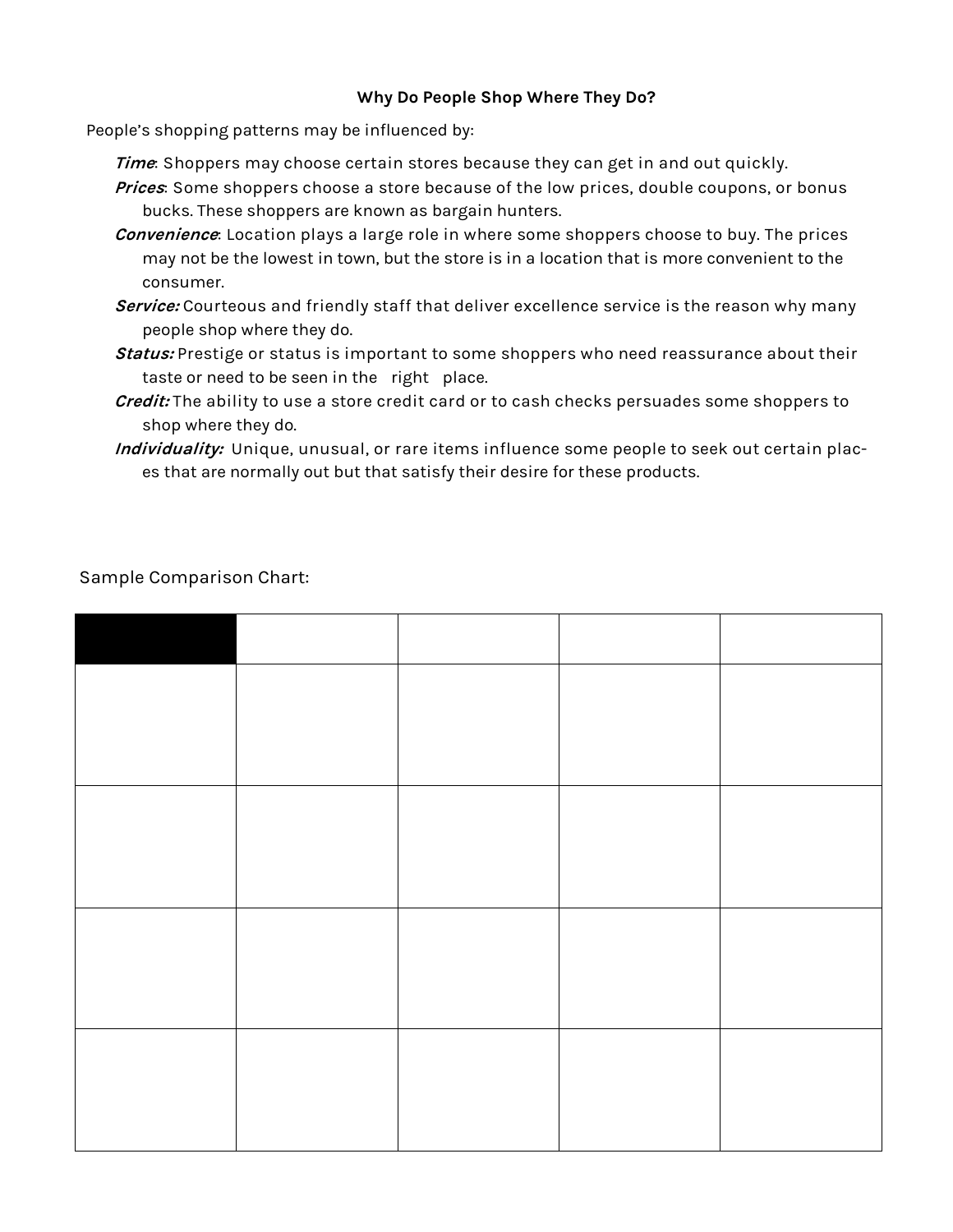**Why Do People Shop Where They Do?**

People's shopping patterns may be influenced by:

- ***Time***: Shoppers may choose certain stores because they can get in and out quickly.
- ***Prices***: Some shoppers choose a store because of the low prices, double coupons, or bonus bucks. These shoppers are known as bargain hunters.
- ***Convenience***: Location plays a large role in where some shoppers choose to buy. The prices may not be the lowest in town, but the store is in a location that is more convenient to the consumer.
- ***Service:*** Courteous and friendly staff that deliver excellence service is the reason why many people shop where they do.
- ***Status:*** Prestige or status is important to some shoppers who need reassurance about their taste or need to be seen in the right place.
- ***Credit:*** The ability to use a store credit card or to cash checks persuades some shoppers to shop where they do.
- ***Individuality:*** Unique, unusual, or rare items influence some people to seek out certain places that are normally out but that satisfy their desire for these products.

Sample Comparison Chart:

| | | | | |
|---|---|---|---|---|
| | | | | |
| | | | | |
| | | | | |
| | | | | |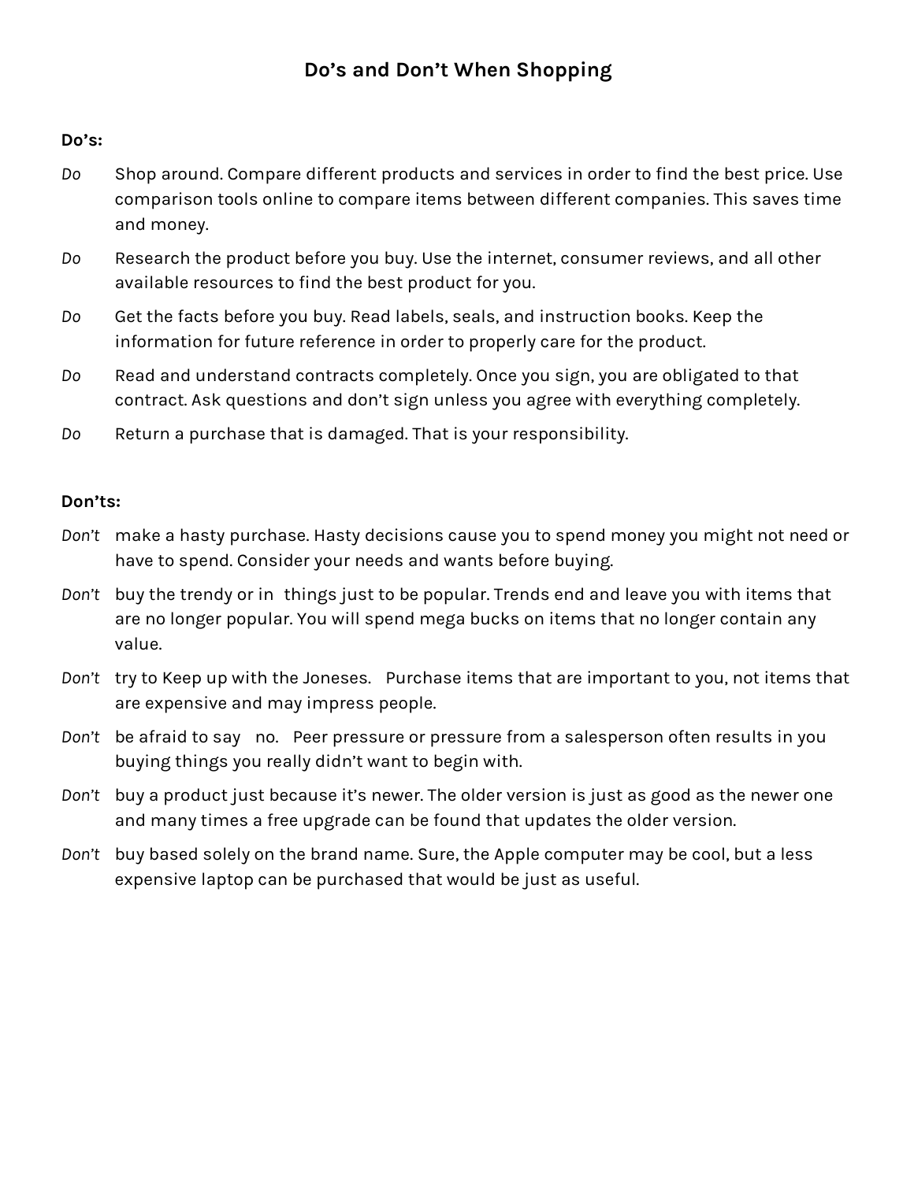# Do's and Don't When Shopping

**Do's:**

*Do* Shop around. Compare different products and services in order to find the best price. Use comparison tools online to compare items between different companies. This saves time and money.

*Do* Research the product before you buy. Use the internet, consumer reviews, and all other available resources to find the best product for you.

*Do* Get the facts before you buy. Read labels, seals, and instruction books. Keep the information for future reference in order to properly care for the product.

*Do* Read and understand contracts completely. Once you sign, you are obligated to that contract. Ask questions and don't sign unless you agree with everything completely.

*Do* Return a purchase that is damaged. That is your responsibility.

**Don'ts:**

*Don't* make a hasty purchase. Hasty decisions cause you to spend money you might not need or have to spend. Consider your needs and wants before buying.

*Don't* buy the trendy or in things just to be popular. Trends end and leave you with items that are no longer popular. You will spend mega bucks on items that no longer contain any value.

*Don't* try to Keep up with the Joneses. Purchase items that are important to you, not items that are expensive and may impress people.

*Don't* be afraid to say no. Peer pressure or pressure from a salesperson often results in you buying things you really didn't want to begin with.

*Don't* buy a product just because it's newer. The older version is just as good as the newer one and many times a free upgrade can be found that updates the older version.

*Don't* buy based solely on the brand name. Sure, the Apple computer may be cool, but a less expensive laptop can be purchased that would be just as useful.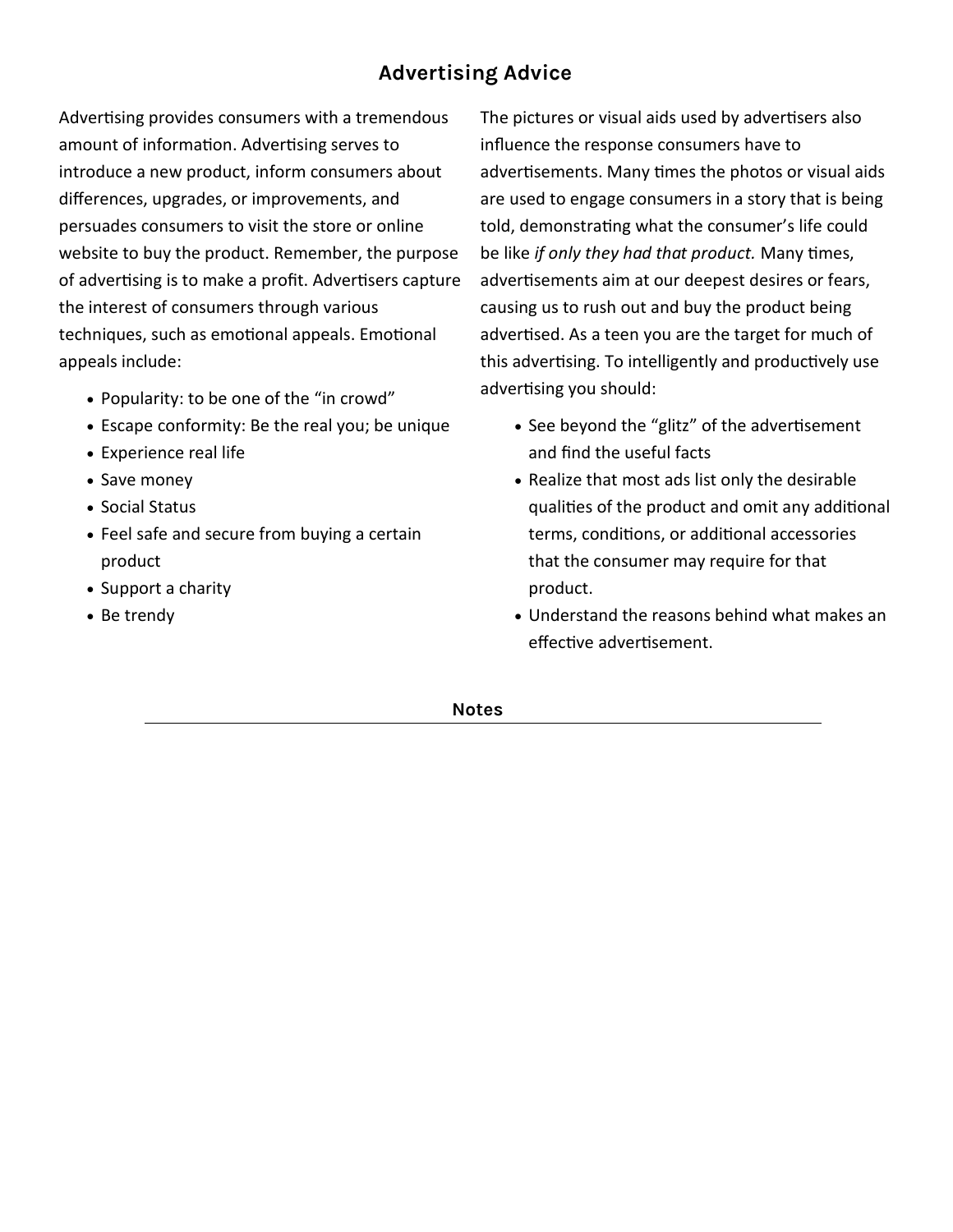## Advertising Advice

Advertising provides consumers with a tremendous amount of information. Advertising serves to introduce a new product, inform consumers about differences, upgrades, or improvements, and persuades consumers to visit the store or online website to buy the product. Remember, the purpose of advertising is to make a profit. Advertisers capture the interest of consumers through various techniques, such as emotional appeals. Emotional appeals include:

- Popularity: to be one of the "in crowd"
- Escape conformity: Be the real you; be unique
- Experience real life
- Save money
- Social Status
- Feel safe and secure from buying a certain product
- Support a charity
- Be trendy

The pictures or visual aids used by advertisers also influence the response consumers have to advertisements. Many times the photos or visual aids are used to engage consumers in a story that is being told, demonstrating what the consumer's life could be like *if only they had that product.* Many times, advertisements aim at our deepest desires or fears, causing us to rush out and buy the product being advertised. As a teen you are the target for much of this advertising. To intelligently and productively use advertising you should:

- See beyond the "glitz" of the advertisement and find the useful facts
- Realize that most ads list only the desirable qualities of the product and omit any additional terms, conditions, or additional accessories that the consumer may require for that product.
- Understand the reasons behind what makes an effective advertisement.

**Notes**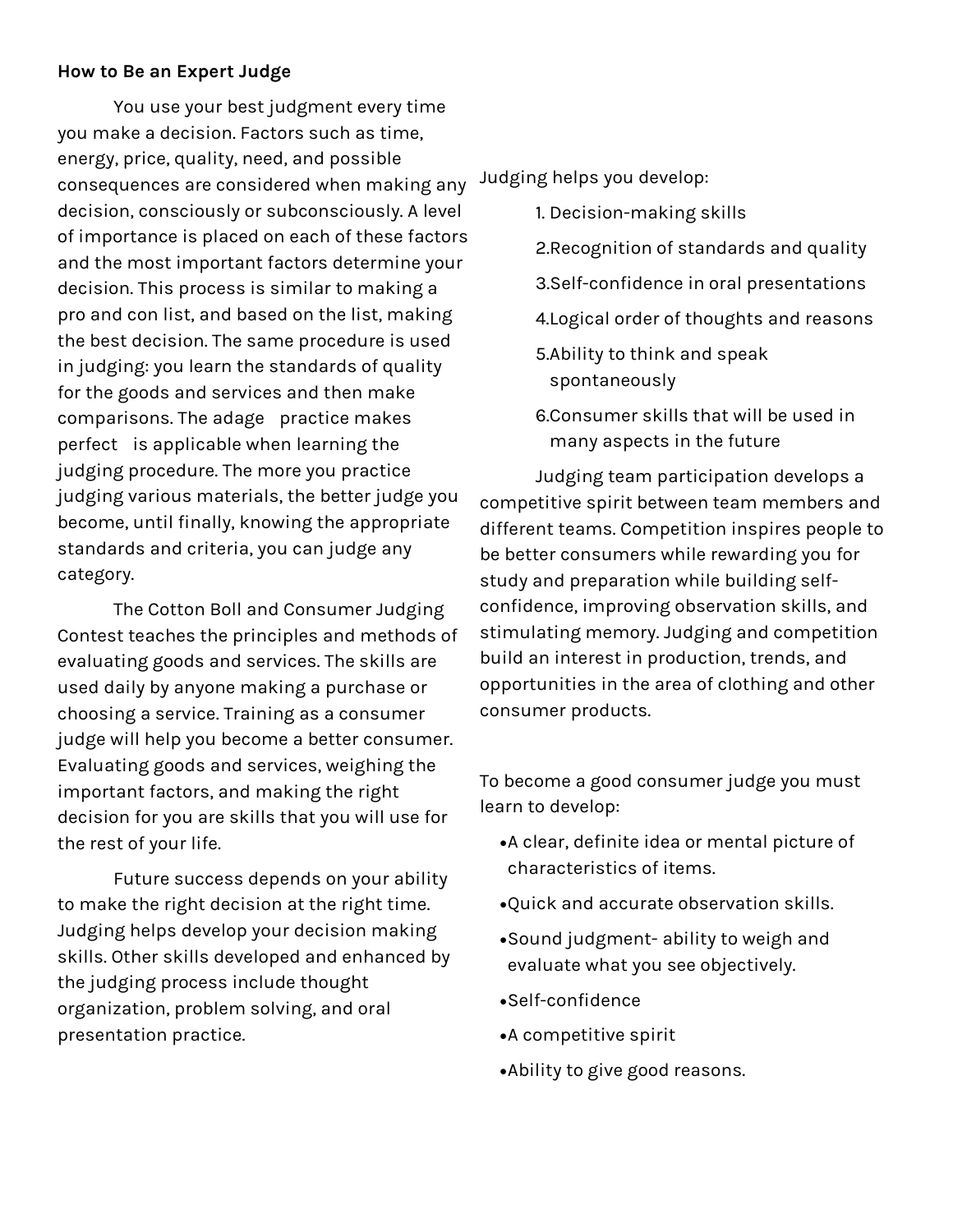**How to Be an Expert Judge**

You use your best judgment every time you make a decision. Factors such as time, energy, price, quality, need, and possible consequences are considered when making any decision, consciously or subconsciously. A level of importance is placed on each of these factors and the most important factors determine your decision. This process is similar to making a pro and con list, and based on the list, making the best decision. The same procedure is used in judging: you learn the standards of quality for the goods and services and then make comparisons. The adage practice makes perfect is applicable when learning the judging procedure. The more you practice judging various materials, the better judge you become, until finally, knowing the appropriate standards and criteria, you can judge any category.

The Cotton Boll and Consumer Judging Contest teaches the principles and methods of evaluating goods and services. The skills are used daily by anyone making a purchase or choosing a service. Training as a consumer judge will help you become a better consumer. Evaluating goods and services, weighing the important factors, and making the right decision for you are skills that you will use for the rest of your life.

Future success depends on your ability to make the right decision at the right time. Judging helps develop your decision making skills. Other skills developed and enhanced by the judging process include thought organization, problem solving, and oral presentation practice.

Judging helps you develop:

1. Decision-making skills
2. Recognition of standards and quality
3. Self-confidence in oral presentations
4. Logical order of thoughts and reasons
5. Ability to think and speak spontaneously
6. Consumer skills that will be used in many aspects in the future

Judging team participation develops a competitive spirit between team members and different teams. Competition inspires people to be better consumers while rewarding you for study and preparation while building self-confidence, improving observation skills, and stimulating memory. Judging and competition build an interest in production, trends, and opportunities in the area of clothing and other consumer products.

To become a good consumer judge you must learn to develop:

- A clear, definite idea or mental picture of characteristics of items.
- Quick and accurate observation skills.
- Sound judgment- ability to weigh and evaluate what you see objectively.
- Self-confidence
- A competitive spirit
- Ability to give good reasons.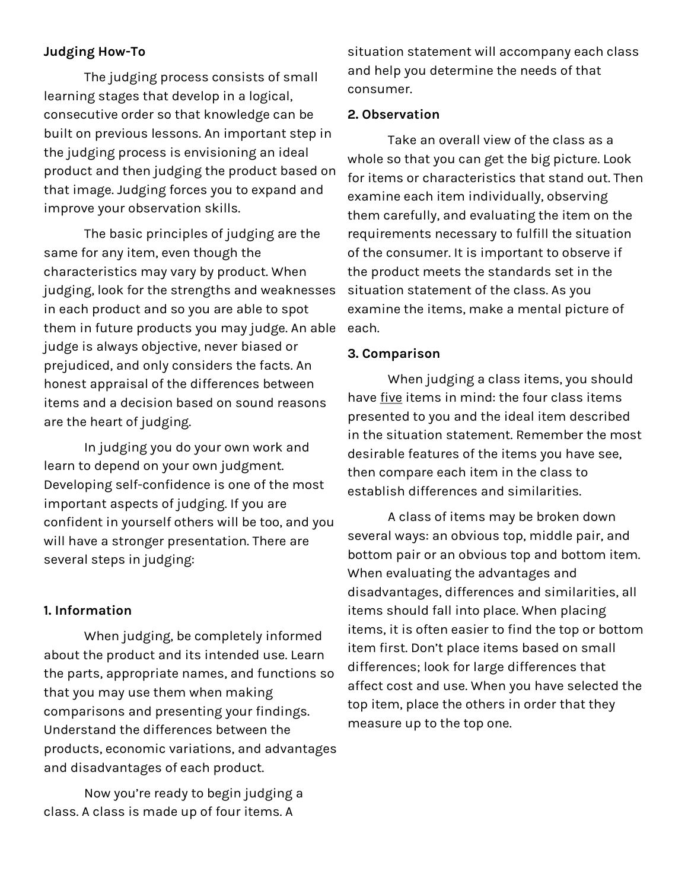**Judging How-To**

The judging process consists of small learning stages that develop in a logical, consecutive order so that knowledge can be built on previous lessons. An important step in the judging process is envisioning an ideal product and then judging the product based on that image. Judging forces you to expand and improve your observation skills.

The basic principles of judging are the same for any item, even though the characteristics may vary by product. When judging, look for the strengths and weaknesses in each product and so you are able to spot them in future products you may judge. An able judge is always objective, never biased or prejudiced, and only considers the facts. An honest appraisal of the differences between items and a decision based on sound reasons are the heart of judging.

In judging you do your own work and learn to depend on your own judgment. Developing self-confidence is one of the most important aspects of judging. If you are confident in yourself others will be too, and you will have a stronger presentation. There are several steps in judging:

**1. Information**

When judging, be completely informed about the product and its intended use. Learn the parts, appropriate names, and functions so that you may use them when making comparisons and presenting your findings. Understand the differences between the products, economic variations, and advantages and disadvantages of each product.

Now you're ready to begin judging a class. A class is made up of four items. A situation statement will accompany each class and help you determine the needs of that consumer.

**2. Observation**

Take an overall view of the class as a whole so that you can get the big picture. Look for items or characteristics that stand out. Then examine each item individually, observing them carefully, and evaluating the item on the requirements necessary to fulfill the situation of the consumer. It is important to observe if the product meets the standards set in the situation statement of the class. As you examine the items, make a mental picture of each.

**3. Comparison**

When judging a class items, you should have <u>five</u> items in mind: the four class items presented to you and the ideal item described in the situation statement. Remember the most desirable features of the items you have see, then compare each item in the class to establish differences and similarities.

A class of items may be broken down several ways: an obvious top, middle pair, and bottom pair or an obvious top and bottom item. When evaluating the advantages and disadvantages, differences and similarities, all items should fall into place. When placing items, it is often easier to find the top or bottom item first. Don't place items based on small differences; look for large differences that affect cost and use. When you have selected the top item, place the others in order that they measure up to the top one.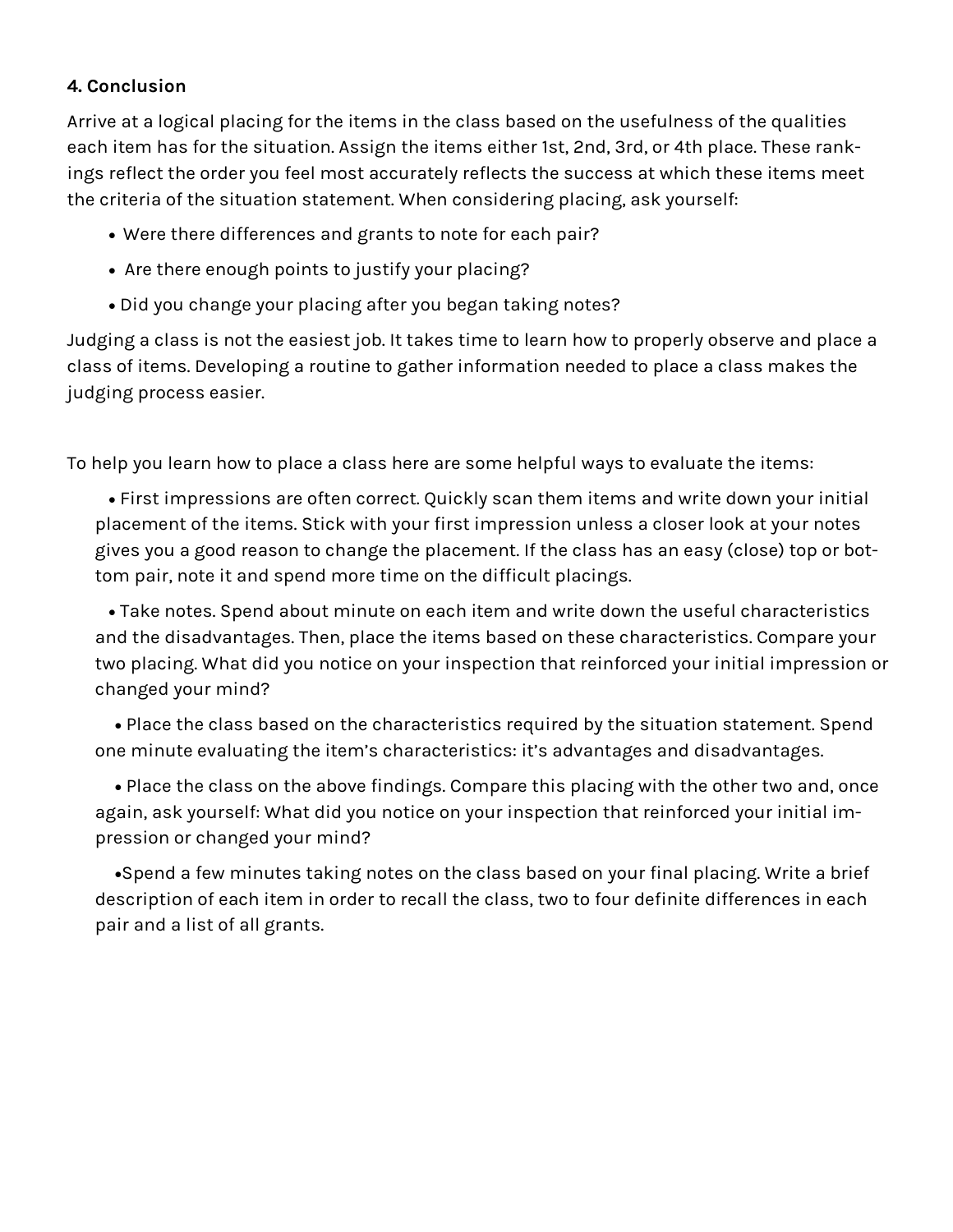**4. Conclusion**

Arrive at a logical placing for the items in the class based on the usefulness of the qualities each item has for the situation. Assign the items either 1st, 2nd, 3rd, or 4th place. These rankings reflect the order you feel most accurately reflects the success at which these items meet the criteria of the situation statement. When considering placing, ask yourself:

- Were there differences and grants to note for each pair?
- Are there enough points to justify your placing?
- Did you change your placing after you began taking notes?

Judging a class is not the easiest job. It takes time to learn how to properly observe and place a class of items. Developing a routine to gather information needed to place a class makes the judging process easier.

To help you learn how to place a class here are some helpful ways to evaluate the items:

- First impressions are often correct. Quickly scan them items and write down your initial placement of the items. Stick with your first impression unless a closer look at your notes gives you a good reason to change the placement. If the class has an easy (close) top or bottom pair, note it and spend more time on the difficult placings.
- Take notes. Spend about minute on each item and write down the useful characteristics and the disadvantages. Then, place the items based on these characteristics. Compare your two placing. What did you notice on your inspection that reinforced your initial impression or changed your mind?
- Place the class based on the characteristics required by the situation statement. Spend one minute evaluating the item's characteristics: it's advantages and disadvantages.
- Place the class on the above findings. Compare this placing with the other two and, once again, ask yourself: What did you notice on your inspection that reinforced your initial impression or changed your mind?
- Spend a few minutes taking notes on the class based on your final placing. Write a brief description of each item in order to recall the class, two to four definite differences in each pair and a list of all grants.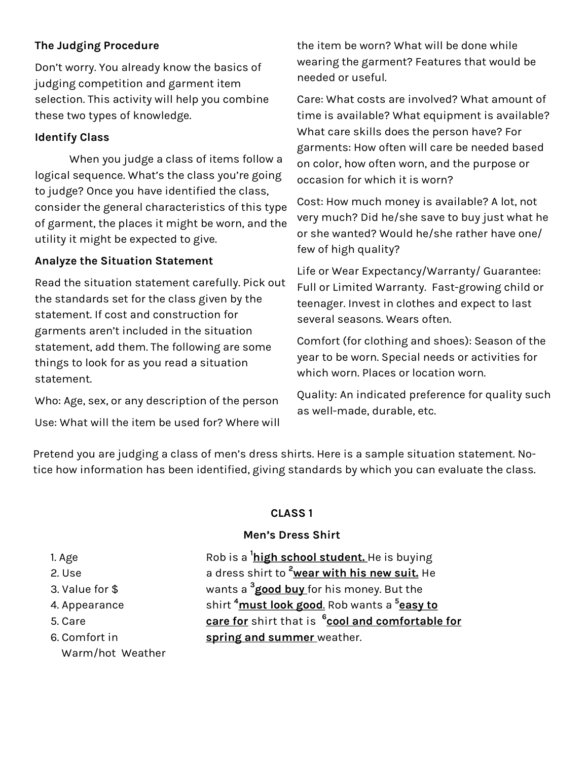**The Judging Procedure**

Don't worry. You already know the basics of judging competition and garment item selection. This activity will help you combine these two types of knowledge.

**Identify Class**

When you judge a class of items follow a logical sequence. What's the class you're going to judge? Once you have identified the class, consider the general characteristics of this type of garment, the places it might be worn, and the utility it might be expected to give.

**Analyze the Situation Statement**

Read the situation statement carefully. Pick out the standards set for the class given by the statement. If cost and construction for garments aren't included in the situation statement, add them. The following are some things to look for as you read a situation statement.

Who: Age, sex, or any description of the person

Use: What will the item be used for? Where will the item be worn? What will be done while wearing the garment? Features that would be needed or useful.

Care: What costs are involved? What amount of time is available? What equipment is available? What care skills does the person have? For garments: How often will care be needed based on color, how often worn, and the purpose or occasion for which it is worn?

Cost: How much money is available? A lot, not very much? Did he/she save to buy just what he or she wanted? Would he/she rather have one/ few of high quality?

Life or Wear Expectancy/Warranty/ Guarantee: Full or Limited Warranty. Fast-growing child or teenager. Invest in clothes and expect to last several seasons. Wears often.

Comfort (for clothing and shoes): Season of the year to be worn. Special needs or activities for which worn. Places or location worn.

Quality: An indicated preference for quality such as well-made, durable, etc.

Pretend you are judging a class of men's dress shirts. Here is a sample situation statement. Notice how information has been identified, giving standards by which you can evaluate the class.

**CLASS 1**

**Men's Dress Shirt**

1. Age
2. Use
3. Value for $
4. Appearance
5. Care
6. Comfort in Warm/hot Weather

Rob is a [1]**high school student.** He is buying a dress shirt to [2]**wear with his new suit.** He wants a [3]**good buy** for his money. But the shirt [4]**must look good**. Rob wants a [5]**easy to care for** shirt that is [6]**cool and comfortable for spring and summer** weather.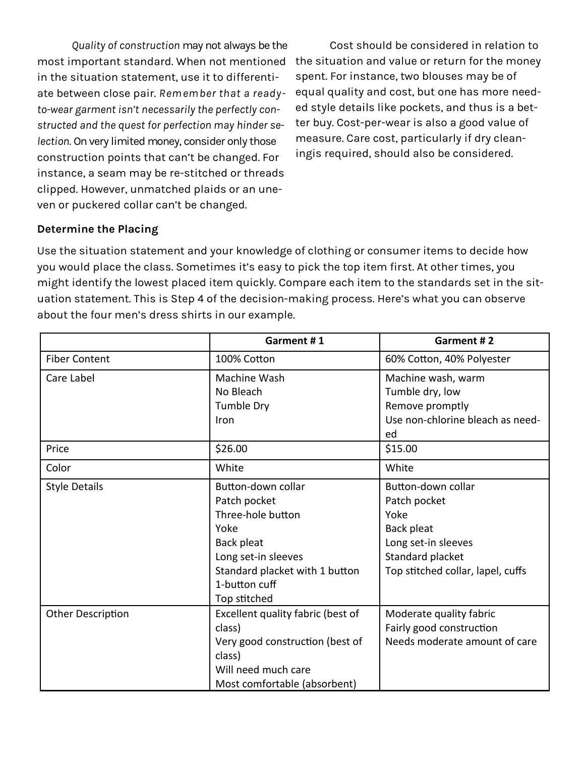*Quality of construction* may not always be the most important standard. When not mentioned in the situation statement, use it to differentiate between close pair. *Remember that a ready-to-wear garment isn't necessarily the perfectly constructed and the quest for perfection may hinder selection.* On very limited money, consider only those construction points that can't be changed. For instance, a seam may be re-stitched or threads clipped. However, unmatched plaids or an uneven or puckered collar can't be changed.

Cost should be considered in relation to the situation and value or return for the money spent. For instance, two blouses may be of equal quality and cost, but one has more needed style details like pockets, and thus is a better buy. Cost-per-wear is also a good value of measure. Care cost, particularly if dry cleaningis required, should also be considered.

**Determine the Placing**

Use the situation statement and your knowledge of clothing or consumer items to decide how you would place the class. Sometimes it's easy to pick the top item first. At other times, you might identify the lowest placed item quickly. Compare each item to the standards set in the situation statement. This is Step 4 of the decision-making process. Here's what you can observe about the four men's dress shirts in our example.

| | Garment # 1 | Garment # 2 |
|---|---|---|
| Fiber Content | 100% Cotton | 60% Cotton, 40% Polyester |
| Care Label | Machine Wash<br>No Bleach<br>Tumble Dry<br>Iron | Machine wash, warm<br>Tumble dry, low<br>Remove promptly<br>Use non-chlorine bleach as needed |
| Price | $26.00 | $15.00 |
| Color | White | White |
| Style Details | Button-down collar<br>Patch pocket<br>Three-hole button<br>Yoke<br>Back pleat<br>Long set-in sleeves<br>Standard placket with 1 button<br>1-button cuff<br>Top stitched | Button-down collar<br>Patch pocket<br>Yoke<br>Back pleat<br>Long set-in sleeves<br>Standard placket<br>Top stitched collar, lapel, cuffs |
| Other Description | Excellent quality fabric (best of class)<br>Very good construction (best of class)<br>Will need much care<br>Most comfortable (absorbent) | Moderate quality fabric<br>Fairly good construction<br>Needs moderate amount of care |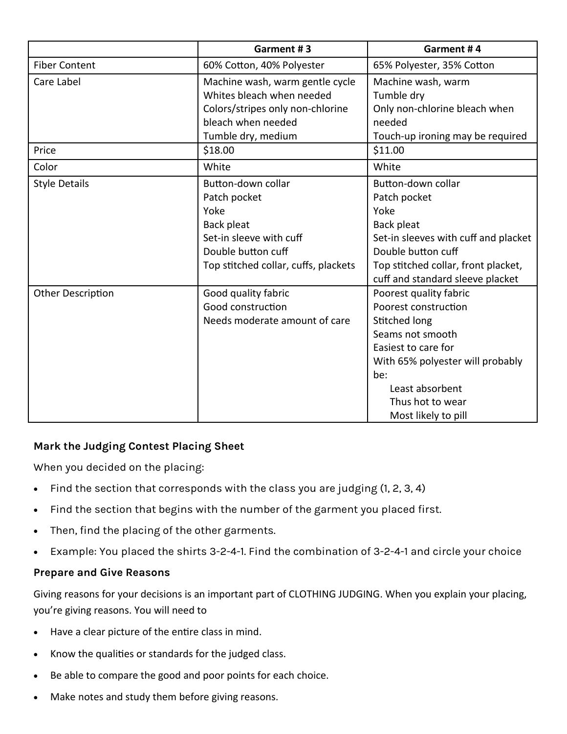| | Garment # 3 | Garment # 4 |
|---|---|---|
| Fiber Content | 60% Cotton, 40% Polyester | 65% Polyester, 35% Cotton |
| Care Label | Machine wash, warm gentle cycle<br>Whites bleach when needed<br>Colors/stripes only non-chlorine bleach when needed<br>Tumble dry, medium | Machine wash, warm<br>Tumble dry<br>Only non-chlorine bleach when needed<br>Touch-up ironing may be required |
| Price | $18.00 | $11.00 |
| Color | White | White |
| Style Details | Button-down collar<br>Patch pocket<br>Yoke<br>Back pleat<br>Set-in sleeve with cuff<br>Double button cuff<br>Top stitched collar, cuffs, plackets | Button-down collar<br>Patch pocket<br>Yoke<br>Back pleat<br>Set-in sleeves with cuff and placket<br>Double button cuff<br>Top stitched collar, front placket, cuff and standard sleeve placket |
| Other Description | Good quality fabric<br>Good construction<br>Needs moderate amount of care | Poorest quality fabric<br>Poorest construction<br>Stitched long<br>Seams not smooth<br>Easiest to care for<br>With 65% polyester will probably be:<br>Least absorbent<br>Thus hot to wear<br>Most likely to pill |

### Mark the Judging Contest Placing Sheet

When you decided on the placing:

- Find the section that corresponds with the class you are judging (1, 2, 3, 4)
- Find the section that begins with the number of the garment you placed first.
- Then, find the placing of the other garments.
- Example: You placed the shirts 3-2-4-1. Find the combination of 3-2-4-1 and circle your choice

### Prepare and Give Reasons

Giving reasons for your decisions is an important part of CLOTHING JUDGING. When you explain your placing, you're giving reasons. You will need to

- Have a clear picture of the entire class in mind.
- Know the qualities or standards for the judged class.
- Be able to compare the good and poor points for each choice.
- Make notes and study them before giving reasons.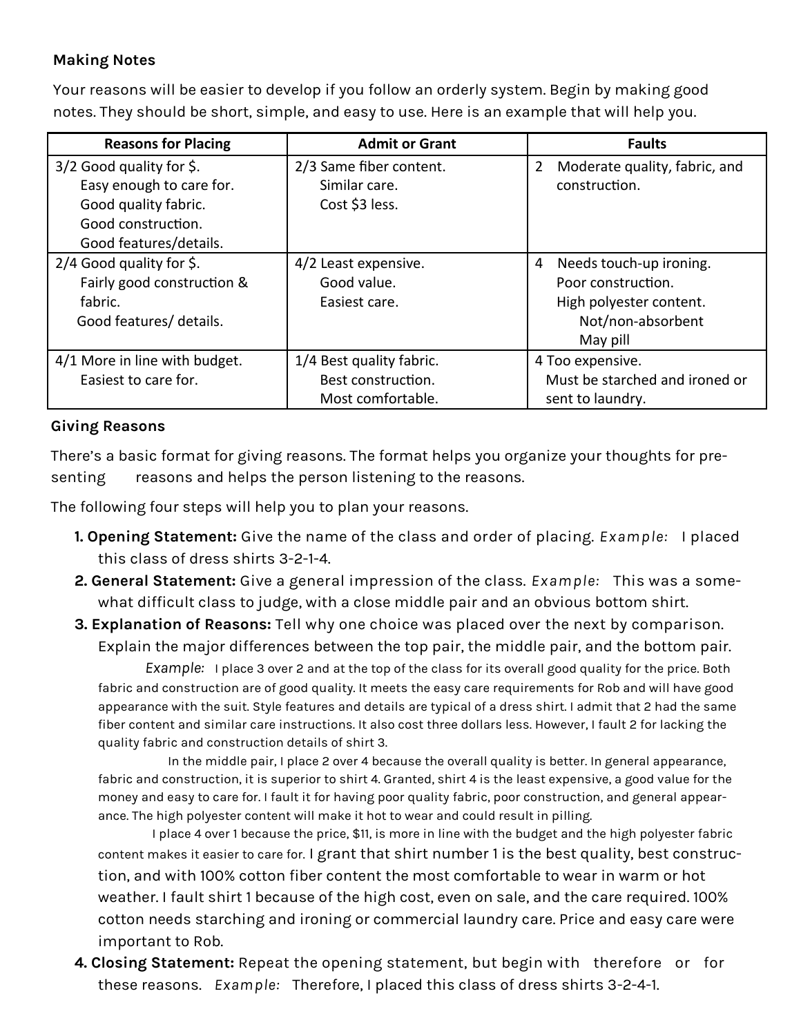**Making Notes**

Your reasons will be easier to develop if you follow an orderly system. Begin by making good notes. They should be short, simple, and easy to use. Here is an example that will help you.

| Reasons for Placing | Admit or Grant | Faults |
|---|---|---|
| 3/2 Good quality for $. Easy enough to care for. Good quality fabric. Good construction. Good features/details. | 2/3 Same fiber content. Similar care. Cost $3 less. | 2 Moderate quality, fabric, and construction. |
| 2/4 Good quality for $. Fairly good construction & fabric. Good features/ details. | 4/2 Least expensive. Good value. Easiest care. | 4 Needs touch-up ironing. Poor construction. High polyester content. Not/non-absorbent May pill |
| 4/1 More in line with budget. Easiest to care for. | 1/4 Best quality fabric. Best construction. Most comfortable. | 4 Too expensive. Must be starched and ironed or sent to laundry. |

**Giving Reasons**

There's a basic format for giving reasons. The format helps you organize your thoughts for presenting reasons and helps the person listening to the reasons.

The following four steps will help you to plan your reasons.

1. **Opening Statement:** Give the name of the class and order of placing. *Example:* I placed this class of dress shirts 3-2-1-4.
2. **General Statement:** Give a general impression of the class. *Example:* This was a somewhat difficult class to judge, with a close middle pair and an obvious bottom shirt.
3. **Explanation of Reasons:** Tell why one choice was placed over the next by comparison. Explain the major differences between the top pair, the middle pair, and the bottom pair.

   *Example:* I place 3 over 2 and at the top of the class for its overall good quality for the price. Both fabric and construction are of good quality. It meets the easy care requirements for Rob and will have good appearance with the suit. Style features and details are typical of a dress shirt. I admit that 2 had the same fiber content and similar care instructions. It also cost three dollars less. However, I fault 2 for lacking the quality fabric and construction details of shirt 3.

   In the middle pair, I place 2 over 4 because the overall quality is better. In general appearance, fabric and construction, it is superior to shirt 4. Granted, shirt 4 is the least expensive, a good value for the money and easy to care for. I fault it for having poor quality fabric, poor construction, and general appearance. The high polyester content will make it hot to wear and could result in pilling.

   I place 4 over 1 because the price, $11, is more in line with the budget and the high polyester fabric content makes it easier to care for. I grant that shirt number 1 is the best quality, best construction, and with 100% cotton fiber content the most comfortable to wear in warm or hot weather. I fault shirt 1 because of the high cost, even on sale, and the care required. 100% cotton needs starching and ironing or commercial laundry care. Price and easy care were important to Rob.
4. **Closing Statement:** Repeat the opening statement, but begin with therefore or for these reasons. *Example:* Therefore, I placed this class of dress shirts 3-2-4-1.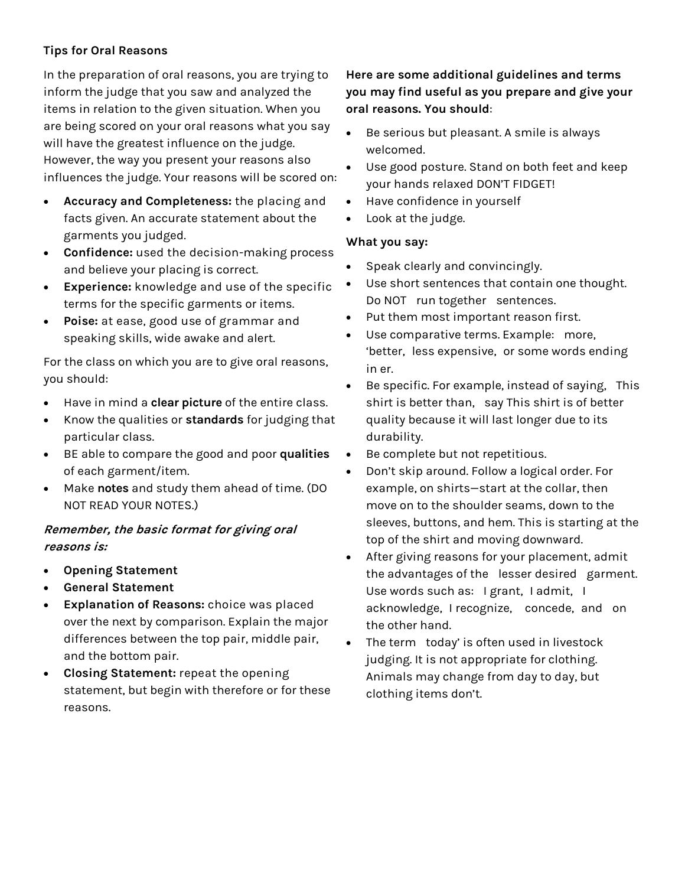**Tips for Oral Reasons**

In the preparation of oral reasons, you are trying to inform the judge that you saw and analyzed the items in relation to the given situation. When you are being scored on your oral reasons what you say will have the greatest influence on the judge. However, the way you present your reasons also influences the judge. Your reasons will be scored on:

- **Accuracy and Completeness:** the placing and facts given. An accurate statement about the garments you judged.
- **Confidence:** used the decision-making process and believe your placing is correct.
- **Experience:** knowledge and use of the specific terms for the specific garments or items.
- **Poise:** at ease, good use of grammar and speaking skills, wide awake and alert.

For the class on which you are to give oral reasons, you should:

- Have in mind a **clear picture** of the entire class.
- Know the qualities or **standards** for judging that particular class.
- BE able to compare the good and poor **qualities** of each garment/item.
- Make **notes** and study them ahead of time. (DO NOT READ YOUR NOTES.)

***Remember, the basic format for giving oral reasons is:***

- **Opening Statement**
- **General Statement**
- **Explanation of Reasons:** choice was placed over the next by comparison. Explain the major differences between the top pair, middle pair, and the bottom pair.
- **Closing Statement:** repeat the opening statement, but begin with therefore or for these reasons.

**Here are some additional guidelines and terms you may find useful as you prepare and give your oral reasons. You should**:

- Be serious but pleasant. A smile is always welcomed.
- Use good posture. Stand on both feet and keep your hands relaxed DON'T FIDGET!
- Have confidence in yourself
- Look at the judge.

**What you say:**

- Speak clearly and convincingly.
- Use short sentences that contain one thought. Do NOT run together sentences.
- Put them most important reason first.
- Use comparative terms. Example: more, 'better, less expensive, or some words ending in er.
- Be specific. For example, instead of saying, This shirt is better than, say This shirt is of better quality because it will last longer due to its durability.
- Be complete but not repetitious.
- Don't skip around. Follow a logical order. For example, on shirts—start at the collar, then move on to the shoulder seams, down to the sleeves, buttons, and hem. This is starting at the top of the shirt and moving downward.
- After giving reasons for your placement, admit the advantages of the lesser desired garment. Use words such as: I grant, I admit, I acknowledge, I recognize, concede, and on the other hand.
- The term today' is often used in livestock judging. It is not appropriate for clothing. Animals may change from day to day, but clothing items don't.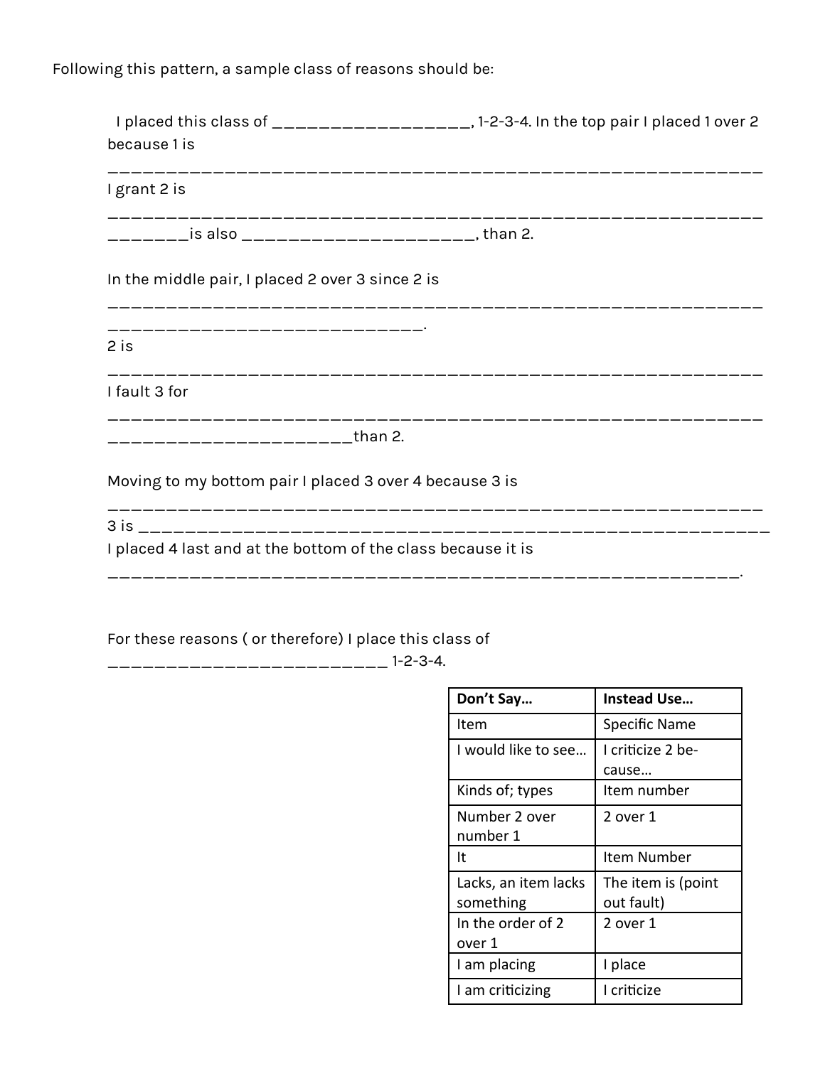Following this pattern, a sample class of reasons should be:

I placed this class of ___________________, 1-2-3-4. In the top pair I placed 1 over 2 because 1 is

______________________________________________________________

I grant 2 is

______________________________________________________________

________is also ______________________, than 2.

In the middle pair, I placed 2 over 3 since 2 is

______________________________________________________________

______________________________.

2 is

______________________________________________________________

I fault 3 for

______________________________________________________________

_______________________than 2.

Moving to my bottom pair I placed 3 over 4 because 3 is

______________________________________________________________

3 is ___________________________________________________________

I placed 4 last and at the bottom of the class because it is

______________________________________________________________.

For these reasons ( or therefore) I place this class of

___________________________ 1-2-3-4.

| Don't Say… | Instead Use… |
|---|---|
| Item | Specific Name |
| I would like to see… | I criticize 2 because… |
| Kinds of; types | Item number |
| Number 2 over number 1 | 2 over 1 |
| It | Item Number |
| Lacks, an item lacks something | The item is (point out fault) |
| In the order of 2 over 1 | 2 over 1 |
| I am placing | I place |
| I am criticizing | I criticize |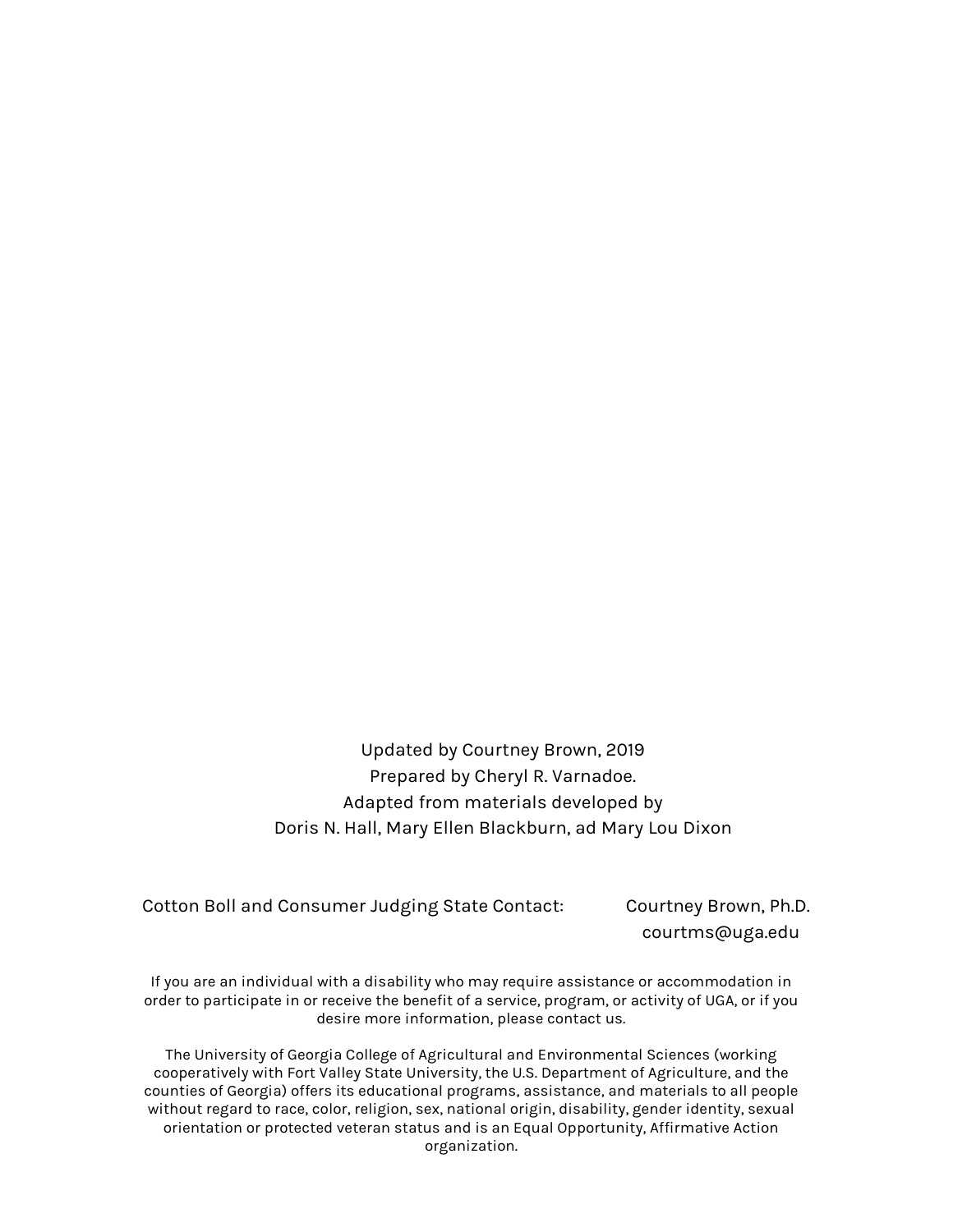Updated by Courtney Brown, 2019
Prepared by Cheryl R. Varnadoe.
Adapted from materials developed by
Doris N. Hall, Mary Ellen Blackburn, ad Mary Lou Dixon

Cotton Boll and Consumer Judging State Contact: Courtney Brown, Ph.D.
courtms@uga.edu

If you are an individual with a disability who may require assistance or accommodation in order to participate in or receive the benefit of a service, program, or activity of UGA, or if you desire more information, please contact us.

The University of Georgia College of Agricultural and Environmental Sciences (working cooperatively with Fort Valley State University, the U.S. Department of Agriculture, and the counties of Georgia) offers its educational programs, assistance, and materials to all people without regard to race, color, religion, sex, national origin, disability, gender identity, sexual orientation or protected veteran status and is an Equal Opportunity, Affirmative Action organization.